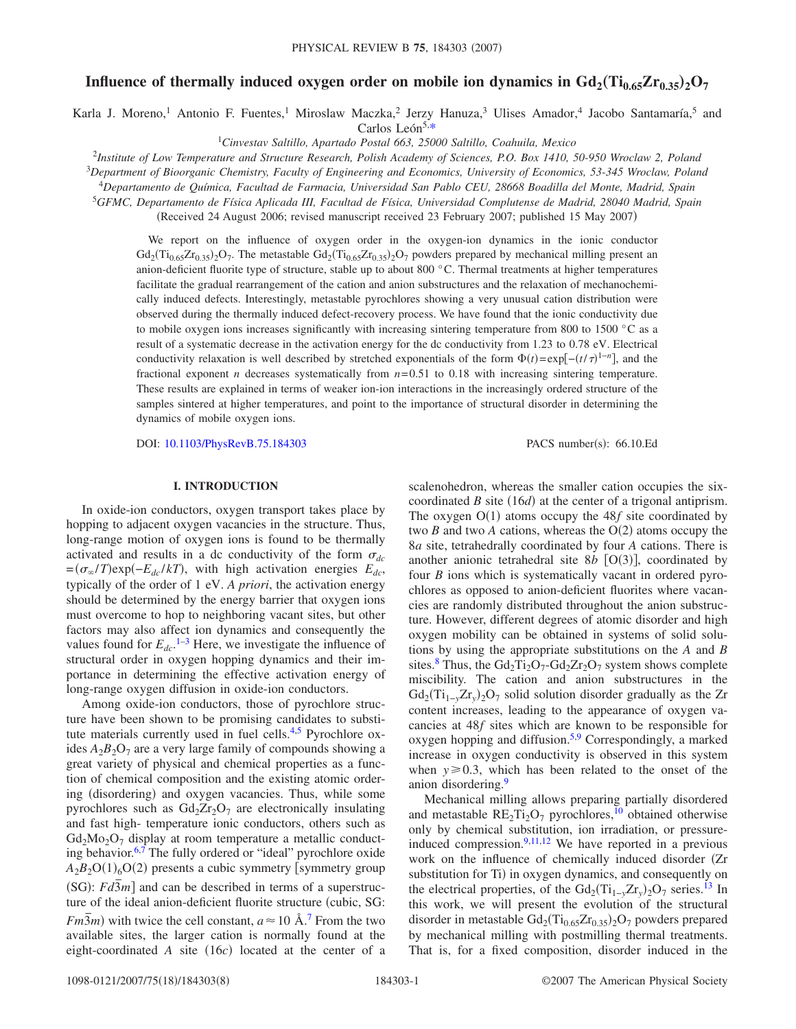# Influence of thermally induced oxygen order on mobile ion dynamics in $Gd_2(Ti_{0.65}Zr_{0.35})_2O_7$

Karla J. Moreno,[1] Antonio F. Fuentes,[1] Miroslaw Maczka,[2] Jerzy Hanuza,[3] Ulises Amador,[4] Jacobo Santamaría,[5] and Carlos León[5,*]

[1]*Cinvestav Saltillo, Apartado Postal 663, 25000 Saltillo, Coahuila, Mexico*

[2]*Institute of Low Temperature and Structure Research, Polish Academy of Sciences, P.O. Box 1410, 50-950 Wroclaw 2, Poland*

[3]*Department of Bioorganic Chemistry, Faculty of Engineering and Economics, University of Economics, 53-345 Wroclaw, Poland*

[4]*Departamento de Química, Facultad de Farmacia, Universidad San Pablo CEU, 28668 Boadilla del Monte, Madrid, Spain*

[5]*GFMC, Departamento de Física Aplicada III, Facultad de Física, Universidad Complutense de Madrid, 28040 Madrid, Spain*

(Received 24 August 2006; revised manuscript received 23 February 2007; published 15 May 2007)

We report on the influence of oxygen order in the oxygen-ion dynamics in the ionic conductor $Gd_2(Ti_{0.65}Zr_{0.35})_2O_7$. The metastable $Gd_2(Ti_{0.65}Zr_{0.35})_2O_7$ powders prepared by mechanical milling present an anion-deficient fluorite type of structure, stable up to about 800 °C. Thermal treatments at higher temperatures facilitate the gradual rearrangement of the cation and anion substructures and the relaxation of mechanochemically induced defects. Interestingly, metastable pyrochlores showing a very unusual cation distribution were observed during the thermally induced defect-recovery process. We have found that the ionic conductivity due to mobile oxygen ions increases significantly with increasing sintering temperature from 800 to 1500 °C as a result of a systematic decrease in the activation energy for the dc conductivity from 1.23 to 0.78 eV. Electrical conductivity relaxation is well described by stretched exponentials of the form $\Phi(t)=\exp[-(t/\tau)^{1-n}]$, and the fractional exponent $n$ decreases systematically from $n=0.51$ to 0.18 with increasing sintering temperature. These results are explained in terms of weaker ion-ion interactions in the increasingly ordered structure of the samples sintered at higher temperatures, and point to the importance of structural disorder in determining the dynamics of mobile oxygen ions.

DOI: 10.1103/PhysRevB.75.184303 PACS number(s): 66.10.Ed

## I. INTRODUCTION

In oxide-ion conductors, oxygen transport takes place by hopping to adjacent oxygen vacancies in the structure. Thus, long-range motion of oxygen ions is found to be thermally activated and results in a dc conductivity of the form $\sigma_{dc}=(\sigma_\infty/T)\exp(-E_{dc}/kT)$, with high activation energies $E_{dc}$, typically of the order of 1 eV. *A priori*, the activation energy should be determined by the energy barrier that oxygen ions must overcome to hop to neighboring vacant sites, but other factors may also affect ion dynamics and consequently the values found for $E_{dc}$.[1–3] Here, we investigate the influence of structural order in oxygen hopping dynamics and their importance in determining the effective activation energy of long-range oxygen diffusion in oxide-ion conductors.

Among oxide-ion conductors, those of pyrochlore structure have been shown to be promising candidates to substitute materials currently used in fuel cells.[4,5] Pyrochlore oxides $A_2B_2O_7$ are a very large family of compounds showing a great variety of physical and chemical properties as a function of chemical composition and the existing atomic ordering (disordering) and oxygen vacancies. Thus, while some pyrochlores such as $Gd_2Zr_2O_7$ are electronically insulating and fast high- temperature ionic conductors, others such as $Gd_2Mo_2O_7$ display at room temperature a metallic conducting behavior.[6,7] The fully ordered or "ideal" pyrochlore oxide $A_2B_2O(1)_6O(2)$ presents a cubic symmetry [symmetry group (SG): $Fd\bar{3}m$] and can be described in terms of a superstructure of the ideal anion-deficient fluorite structure (cubic, SG: $Fm\bar{3}m$) with twice the cell constant, $a\approx 10$ Å.[7] From the two available sites, the larger cation is normally found at the eight-coordinated $A$ site (16$c$) located at the center of a scalenohedron, whereas the smaller cation occupies the six-coordinated $B$ site (16$d$) at the center of a trigonal antiprism. The oxygen O(1) atoms occupy the 48$f$ site coordinated by two $B$ and two $A$ cations, whereas the O(2) atoms occupy the 8$a$ site, tetrahedrally coordinated by four $A$ cations. There is another anionic tetrahedral site 8$b$ [O(3)], coordinated by four $B$ ions which is systematically vacant in ordered pyrochlores as opposed to anion-deficient fluorites where vacancies are randomly distributed throughout the anion substructure. However, different degrees of atomic disorder and high oxygen mobility can be obtained in systems of solid solutions by using the appropriate substitutions on the $A$ and $B$ sites.[8] Thus, the $Gd_2Ti_2O_7$-$Gd_2Zr_2O_7$ system shows complete miscibility. The cation and anion substructures in the $Gd_2(Ti_{1-y}Zr_y)_2O_7$ solid solution disorder gradually as the Zr content increases, leading to the appearance of oxygen vacancies at 48$f$ sites which are known to be responsible for oxygen hopping and diffusion.[5,9] Correspondingly, a marked increase in oxygen conductivity is observed in this system when $y\geq 0.3$, which has been related to the onset of the anion disordering.[9]

Mechanical milling allows preparing partially disordered and metastable $RE_2Ti_2O_7$ pyrochlores,[10] obtained otherwise only by chemical substitution, ion irradiation, or pressure-induced compression.[9,11,12] We have reported in a previous work on the influence of chemically induced disorder (Zr substitution for Ti) in oxygen dynamics, and consequently on the electrical properties, of the $Gd_2(Ti_{1-y}Zr_y)_2O_7$ series.[13] In this work, we will present the evolution of the structural disorder in metastable $Gd_2(Ti_{0.65}Zr_{0.35})_2O_7$ powders prepared by mechanical milling with postmilling thermal treatments. That is, for a fixed composition, disorder induced in the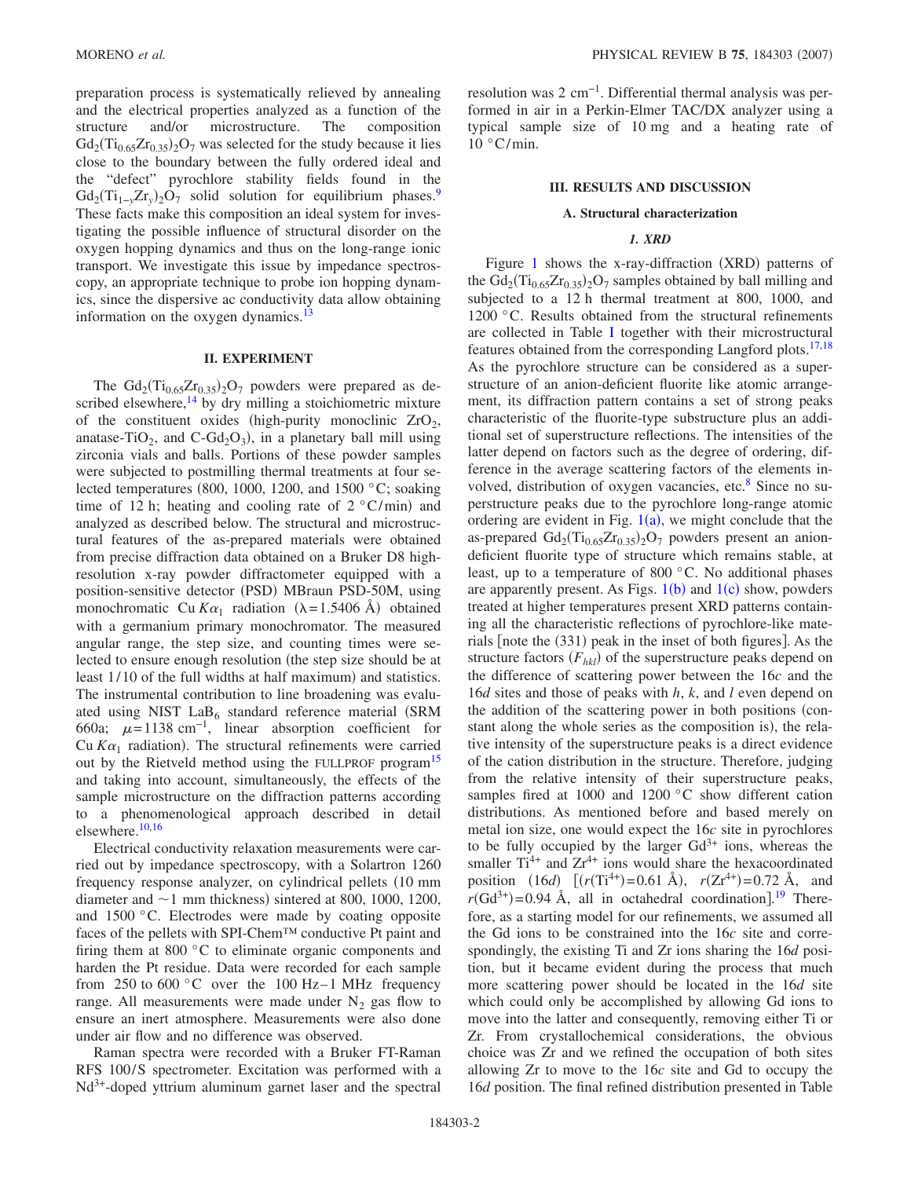preparation process is systematically relieved by annealing and the electrical properties analyzed as a function of the structure and/or microstructure. The composition $Gd_2(Ti_{0.65}Zr_{0.35})_2O_7$ was selected for the study because it lies close to the boundary between the fully ordered ideal and the "defect" pyrochlore stability fields found in the $Gd_2(Ti_{1-y}Zr_y)_2O_7$ solid solution for equilibrium phases.[9] These facts make this composition an ideal system for investigating the possible influence of structural disorder on the oxygen hopping dynamics and thus on the long-range ionic transport. We investigate this issue by impedance spectroscopy, an appropriate technique to probe ion hopping dynamics, since the dispersive ac conductivity data allow obtaining information on the oxygen dynamics.[13]

## II. EXPERIMENT

The $Gd_2(Ti_{0.65}Zr_{0.35})_2O_7$ powders were prepared as described elsewhere,[14] by dry milling a stoichiometric mixture of the constituent oxides (high-purity monoclinic $ZrO_2$, anatase-$TiO_2$, and C-$Gd_2O_3$), in a planetary ball mill using zirconia vials and balls. Portions of these powder samples were subjected to postmilling thermal treatments at four selected temperatures (800, 1000, 1200, and 1500 °C; soaking time of 12 h; heating and cooling rate of 2 °C/min) and analyzed as described below. The structural and microstructural features of the as-prepared materials were obtained from precise diffraction data obtained on a Bruker D8 high-resolution x-ray powder diffractometer equipped with a position-sensitive detector (PSD) MBraun PSD-50M, using monochromatic Cu $K\alpha_1$ radiation ($\lambda = 1.5406$ Å) obtained with a germanium primary monochromator. The measured angular range, the step size, and counting times were selected to ensure enough resolution (the step size should be at least 1/10 of the full widths at half maximum) and statistics. The instrumental contribution to line broadening was evaluated using NIST $LaB_6$ standard reference material (SRM 660a; $\mu = 1138$ cm$^{-1}$, linear absorption coefficient for Cu $K\alpha_1$ radiation). The structural refinements were carried out by the Rietveld method using the FULLPROF program[15] and taking into account, simultaneously, the effects of the sample microstructure on the diffraction patterns according to a phenomenological approach described in detail elsewhere.[10,16]

Electrical conductivity relaxation measurements were carried out by impedance spectroscopy, with a Solartron 1260 frequency response analyzer, on cylindrical pellets (10 mm diameter and ~1 mm thickness) sintered at 800, 1000, 1200, and 1500 °C. Electrodes were made by coating opposite faces of the pellets with SPI-Chem™ conductive Pt paint and firing them at 800 °C to eliminate organic components and harden the Pt residue. Data were recorded for each sample from 250 to 600 °C over the 100 Hz–1 MHz frequency range. All measurements were made under $N_2$ gas flow to ensure an inert atmosphere. Measurements were also done under air flow and no difference was observed.

Raman spectra were recorded with a Bruker FT-Raman RFS 100/S spectrometer. Excitation was performed with a $Nd^{3+}$-doped yttrium aluminum garnet laser and the spectral resolution was 2 cm$^{-1}$. Differential thermal analysis was performed in air in a Perkin-Elmer TAC/DX analyzer using a typical sample size of 10 mg and a heating rate of 10 °C/min.

## III. RESULTS AND DISCUSSION

### A. Structural characterization

#### 1. XRD

Figure 1 shows the x-ray-diffraction (XRD) patterns of the $Gd_2(Ti_{0.65}Zr_{0.35})_2O_7$ samples obtained by ball milling and subjected to a 12 h thermal treatment at 800, 1000, and 1200 °C. Results obtained from the structural refinements are collected in Table I together with their microstructural features obtained from the corresponding Langford plots.[17,18] As the pyrochlore structure can be considered as a superstructure of an anion-deficient fluorite like atomic arrangement, its diffraction pattern contains a set of strong peaks characteristic of the fluorite-type substructure plus an additional set of superstructure reflections. The intensities of the latter depend on factors such as the degree of ordering, difference in the average scattering factors of the elements involved, distribution of oxygen vacancies, etc.[8] Since no superstructure peaks due to the pyrochlore long-range atomic ordering are evident in Fig. 1(a), we might conclude that the as-prepared $Gd_2(Ti_{0.65}Zr_{0.35})_2O_7$ powders present an anion-deficient fluorite type of structure which remains stable, at least, up to a temperature of 800 °C. No additional phases are apparently present. As Figs. 1(b) and 1(c) show, powders treated at higher temperatures present XRD patterns containing all the characteristic reflections of pyrochlore-like materials [note the (331) peak in the inset of both figures]. As the structure factors ($F_{hkl}$) of the superstructure peaks depend on the difference of scattering power between the 16$c$ and the 16$d$ sites and those of peaks with $h$, $k$, and $l$ even depend on the addition of the scattering power in both positions (constant along the whole series as the composition is), the relative intensity of the superstructure peaks is a direct evidence of the cation distribution in the structure. Therefore, judging from the relative intensity of their superstructure peaks, samples fired at 1000 and 1200 °C show different cation distributions. As mentioned before and based merely on metal ion size, one would expect the 16$c$ site in pyrochlores to be fully occupied by the larger $Gd^{3+}$ ions, whereas the smaller $Ti^{4+}$ and $Zr^{4+}$ ions would share the hexacoordinated position (16$d$) [($r(Ti^{4+}) = 0.61$ Å), $r(Zr^{4+}) = 0.72$ Å, and $r(Gd^{3+}) = 0.94$ Å, all in octahedral coordination].[19] Therefore, as a starting model for our refinements, we assumed all the Gd ions to be constrained into the 16$c$ site and correspondingly, the existing Ti and Zr ions sharing the 16$d$ position, but it became evident during the process that much more scattering power should be located in the 16$d$ site which could only be accomplished by allowing Gd ions to move into the latter and consequently, removing either Ti or Zr. From crystallochemical considerations, the obvious choice was Zr and we refined the occupation of both sites allowing Zr to move to the 16$c$ site and Gd to occupy the 16$d$ position. The final refined distribution presented in Table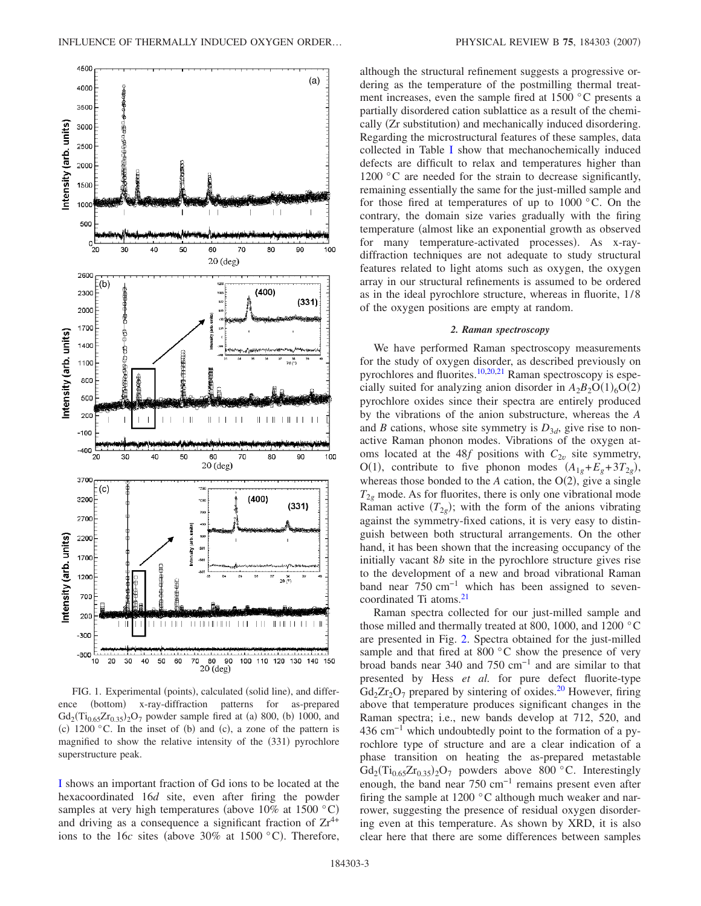FIG. 1. Experimental (points), calculated (solid line), and difference (bottom) x-ray-diffraction patterns for as-prepared $Gd_2(Ti_{0.65}Zr_{0.35})_2O_7$ powder sample fired at (a) 800, (b) 1000, and (c) 1200 °C. In the inset of (b) and (c), a zone of the pattern is magnified to show the relative intensity of the (331) pyrochlore superstructure peak.

I shows an important fraction of Gd ions to be located at the hexacoordinated 16*d* site, even after firing the powder samples at very high temperatures (above 10% at 1500 °C) and driving as a consequence a significant fraction of $Zr^{4+}$ ions to the 16*c* sites (above 30% at 1500 °C). Therefore, although the structural refinement suggests a progressive ordering as the temperature of the postmilling thermal treatment increases, even the sample fired at 1500 °C presents a partially disordered cation sublattice as a result of the chemically (Zr substitution) and mechanically induced disordering. Regarding the microstructural features of these samples, data collected in Table I show that mechanochemically induced defects are difficult to relax and temperatures higher than 1200 °C are needed for the strain to decrease significantly, remaining essentially the same for the just-milled sample and for those fired at temperatures of up to 1000 °C. On the contrary, the domain size varies gradually with the firing temperature (almost like an exponential growth as observed for many temperature-activated processes). As x-ray-diffraction techniques are not adequate to study structural features related to light atoms such as oxygen, the oxygen array in our structural refinements is assumed to be ordered as in the ideal pyrochlore structure, whereas in fluorite, 1/8 of the oxygen positions are empty at random.

### *2. Raman spectroscopy*

We have performed Raman spectroscopy measurements for the study of oxygen disorder, as described previously on pyrochlores and fluorites.[10,20,21] Raman spectroscopy is especially suited for analyzing anion disorder in $A_2B_2O(1)_6O(2)$ pyrochlore oxides since their spectra are entirely produced by the vibrations of the anion substructure, whereas the *A* and *B* cations, whose site symmetry is $D_{3d}$, give rise to nonactive Raman phonon modes. Vibrations of the oxygen atoms located at the 48*f* positions with $C_{2v}$ site symmetry, O(1), contribute to five phonon modes $(A_{1g}+E_g+3T_{2g})$, whereas those bonded to the *A* cation, the O(2), give a single $T_{2g}$ mode. As for fluorites, there is only one vibrational mode Raman active $(T_{2g})$; with the form of the anions vibrating against the symmetry-fixed cations, it is very easy to distinguish between both structural arrangements. On the other hand, it has been shown that the increasing occupancy of the initially vacant 8*b* site in the pyrochlore structure gives rise to the development of a new and broad vibrational Raman band near 750 $cm^{-1}$ which has been assigned to seven-coordinated Ti atoms.[21]

Raman spectra collected for our just-milled sample and those milled and thermally treated at 800, 1000, and 1200 °C are presented in Fig. 2. Spectra obtained for the just-milled sample and that fired at 800 °C show the presence of very broad bands near 340 and 750 $cm^{-1}$ and are similar to that presented by Hess *et al.* for pure defect fluorite-type $Gd_2Zr_2O_7$ prepared by sintering of oxides.[20] However, firing above that temperature produces significant changes in the Raman spectra; i.e., new bands develop at 712, 520, and 436 $cm^{-1}$ which undoubtedly point to the formation of a pyrochlore type of structure and are a clear indication of a phase transition on heating the as-prepared metastable $Gd_2(Ti_{0.65}Zr_{0.35})_2O_7$ powders above 800 °C. Interestingly enough, the band near 750 $cm^{-1}$ remains present even after firing the sample at 1200 °C although much weaker and narrower, suggesting the presence of residual oxygen disordering even at this temperature. As shown by XRD, it is also clear here that there are some differences between samples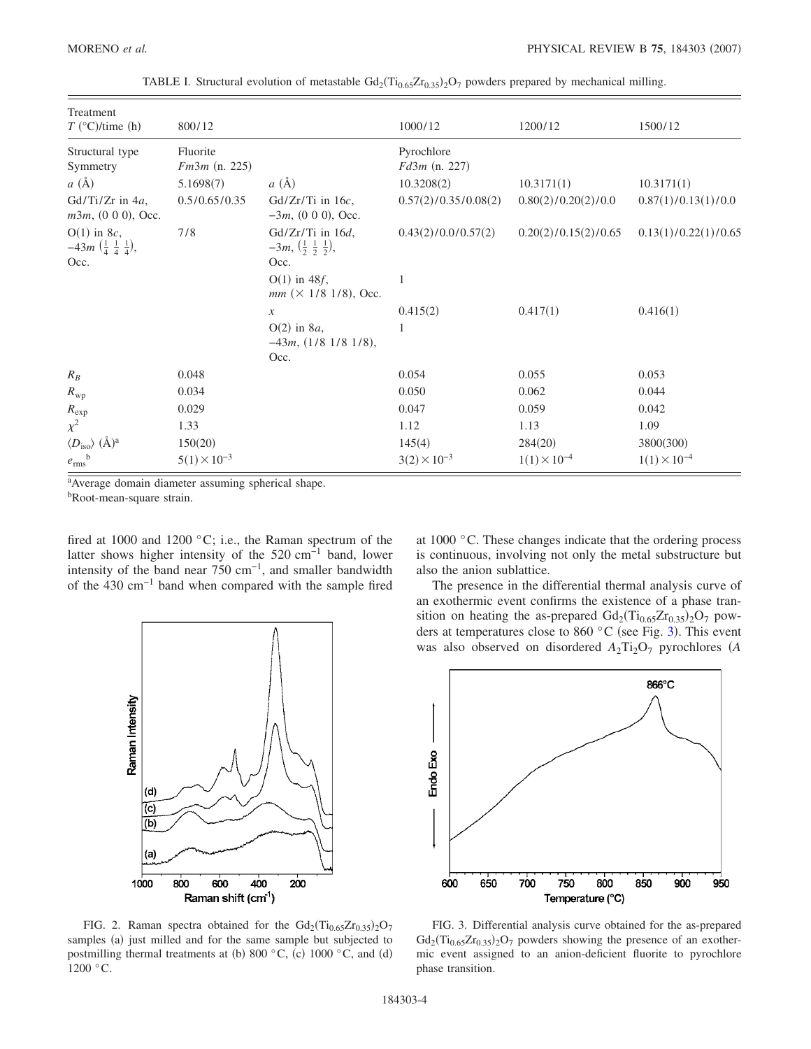TABLE I. Structural evolution of metastable $Gd_2(Ti_{0.65}Zr_{0.35})_2O_7$ powders prepared by mechanical milling.

| Treatment $T$ (°C)/time (h) | 800/12 | | 1000/12 | 1200/12 | 1500/12 |
|---|---|---|---|---|---|
| Structural type Symmetry | Fluorite $Fm3m$ (n. 225) | | Pyrochlore $Fd3m$ (n. 227) | | |
| $a$ (Å) | 5.1698(7) | $a$ (Å) | 10.3208(2) | 10.3171(1) | 10.3171(1) |
| Gd/Ti/Zr in 4$a$, $m3m$, (0 0 0), Occ. | 0.5/0.65/0.35 | Gd/Zr/Ti in 16$c$, $-3m$, (0 0 0), Occ. | 0.57(2)/0.35/0.08(2) | 0.80(2)/0.20(2)/0.0 | 0.87(1)/0.13(1)/0.0 |
| O(1) in 8$c$, $-43m$ $(\frac{1}{4}\ \frac{1}{4}\ \frac{1}{4})$, Occ. | 7/8 | Gd/Zr/Ti in 16$d$, $-3m$, $(\frac{1}{2}\ \frac{1}{2}\ \frac{1}{2})$, Occ. | 0.43(2)/0.0/0.57(2) | 0.20(2)/0.15(2)/0.65 | 0.13(1)/0.22(1)/0.65 |
| | | O(1) in 48$f$, $mm$ ($\times$ 1/8 1/8), Occ. | 1 | | |
| | | $x$ | 0.415(2) | 0.417(1) | 0.416(1) |
| | | O(2) in 8$a$, $-43m$, (1/8 1/8 1/8), Occ. | 1 | | |
| $R_B$ | 0.048 | | 0.054 | 0.055 | 0.053 |
| $R_{wp}$ | 0.034 | | 0.050 | 0.062 | 0.044 |
| $R_{exp}$ | 0.029 | | 0.047 | 0.059 | 0.042 |
| $\chi^2$ | 1.33 | | 1.12 | 1.13 | 1.09 |
| $\langle D_{iso}\rangle$ (Å)[a] | 150(20) | | 145(4) | 284(20) | 3800(300) |
| $e_{rms}$[b] | $5(1)\times10^{-3}$ | | $3(2)\times10^{-3}$ | $1(1)\times10^{-4}$ | $1(1)\times10^{-4}$ |

[a]Average domain diameter assuming spherical shape.
[b]Root-mean-square strain.

fired at 1000 and 1200 °C; i.e., the Raman spectrum of the latter shows higher intensity of the 520 cm$^{-1}$ band, lower intensity of the band near 750 cm$^{-1}$, and smaller bandwidth of the 430 cm$^{-1}$ band when compared with the sample fired at 1000 °C. These changes indicate that the ordering process is continuous, involving not only the metal substructure but also the anion sublattice.

FIG. 2. Raman spectra obtained for the $Gd_2(Ti_{0.65}Zr_{0.35})_2O_7$ samples (a) just milled and for the same sample but subjected to postmilling thermal treatments at (b) 800 °C, (c) 1000 °C, and (d) 1200 °C.

The presence in the differential thermal analysis curve of an exothermic event confirms the existence of a phase transition on heating the as-prepared $Gd_2(Ti_{0.65}Zr_{0.35})_2O_7$ powders at temperatures close to 860 °C (see Fig. 3). This event was also observed on disordered $A_2Ti_2O_7$ pyrochlores ($A$

FIG. 3. Differential analysis curve obtained for the as-prepared $Gd_2(Ti_{0.65}Zr_{0.35})_2O_7$ powders showing the presence of an exothermic event assigned to an anion-deficient fluorite to pyrochlore phase transition.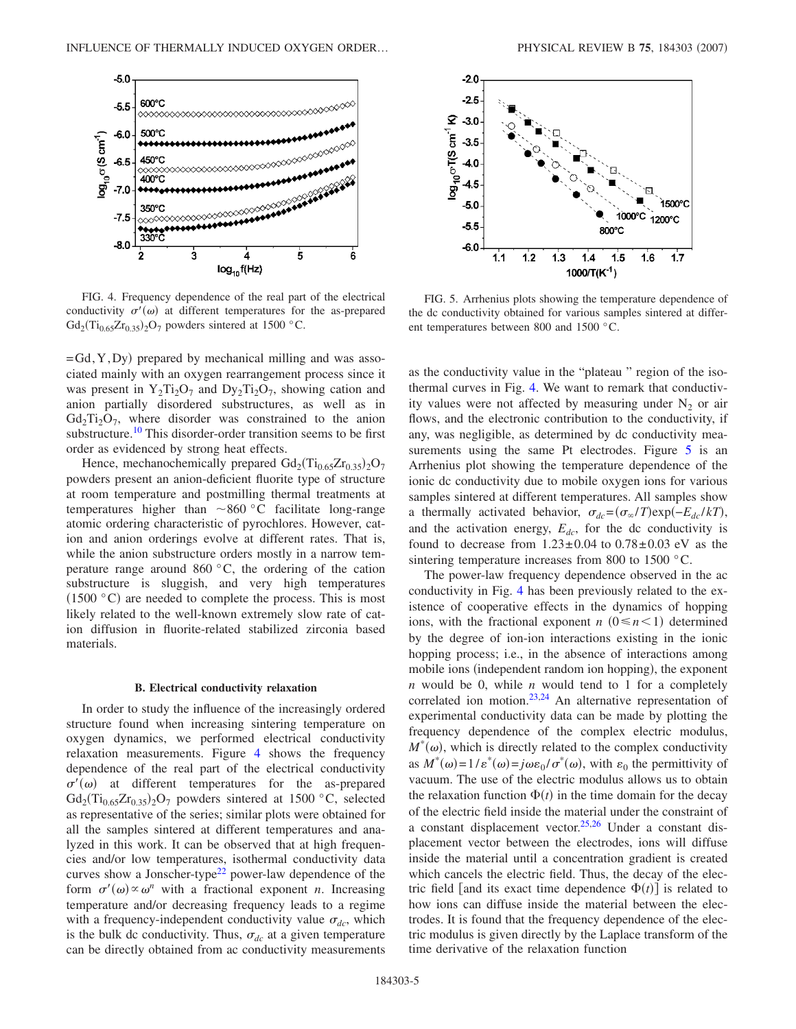FIG. 4. Frequency dependence of the real part of the electrical conductivity $\sigma'(\omega)$ at different temperatures for the as-prepared $Gd_2(Ti_{0.65}Zr_{0.35})_2O_7$ powders sintered at 1500 °C.

FIG. 5. Arrhenius plots showing the temperature dependence of the dc conductivity obtained for various samples sintered at different temperatures between 800 and 1500 °C.

=Gd, Y, Dy) prepared by mechanical milling and was associated mainly with an oxygen rearrangement process since it was present in $Y_2Ti_2O_7$ and $Dy_2Ti_2O_7$, showing cation and anion partially disordered substructures, as well as in $Gd_2Ti_2O_7$, where disorder was constrained to the anion substructure.[10] This disorder-order transition seems to be first order as evidenced by strong heat effects.

Hence, mechanochemically prepared $Gd_2(Ti_{0.65}Zr_{0.35})_2O_7$ powders present an anion-deficient fluorite type of structure at room temperature and postmilling thermal treatments at temperatures higher than ~860 °C facilitate long-range atomic ordering characteristic of pyrochlores. However, cation and anion orderings evolve at different rates. That is, while the anion substructure orders mostly in a narrow temperature range around 860 °C, the ordering of the cation substructure is sluggish, and very high temperatures (1500 °C) are needed to complete the process. This is most likely related to the well-known extremely slow rate of cation diffusion in fluorite-related stabilized zirconia based materials.

### B. Electrical conductivity relaxation

In order to study the influence of the increasingly ordered structure found when increasing sintering temperature on oxygen dynamics, we performed electrical conductivity relaxation measurements. Figure 4 shows the frequency dependence of the real part of the electrical conductivity $\sigma'(\omega)$ at different temperatures for the as-prepared $Gd_2(Ti_{0.65}Zr_{0.35})_2O_7$ powders sintered at 1500 °C, selected as representative of the series; similar plots were obtained for all the samples sintered at different temperatures and analyzed in this work. It can be observed that at high frequencies and/or low temperatures, isothermal conductivity data curves show a Jonscher-type[22] power-law dependence of the form $\sigma'(\omega) \propto \omega^n$ with a fractional exponent $n$. Increasing temperature and/or decreasing frequency leads to a regime with a frequency-independent conductivity value $\sigma_{dc}$, which is the bulk dc conductivity. Thus, $\sigma_{dc}$ at a given temperature can be directly obtained from ac conductivity measurements as the conductivity value in the "plateau" region of the isothermal curves in Fig. 4. We want to remark that conductivity values were not affected by measuring under $N_2$ or air flows, and the electronic contribution to the conductivity, if any, was negligible, as determined by dc conductivity measurements using the same Pt electrodes. Figure 5 is an Arrhenius plot showing the temperature dependence of the ionic dc conductivity due to mobile oxygen ions for various samples sintered at different temperatures. All samples show a thermally activated behavior, $\sigma_{dc} = (\sigma_\infty/T)\exp(-E_{dc}/kT)$, and the activation energy, $E_{dc}$, for the dc conductivity is found to decrease from $1.23 \pm 0.04$ to $0.78 \pm 0.03$ eV as the sintering temperature increases from 800 to 1500 °C.

The power-law frequency dependence observed in the ac conductivity in Fig. 4 has been previously related to the existence of cooperative effects in the dynamics of hopping ions, with the fractional exponent $n$ $(0 \leq n < 1)$ determined by the degree of ion-ion interactions existing in the ionic hopping process; i.e., in the absence of interactions among mobile ions (independent random ion hopping), the exponent $n$ would be 0, while $n$ would tend to 1 for a completely correlated ion motion.[23,24] An alternative representation of experimental conductivity data can be made by plotting the frequency dependence of the complex electric modulus, $M^*(\omega)$, which is directly related to the complex conductivity as $M^*(\omega) = 1/\varepsilon^*(\omega) = j\omega\varepsilon_0/\sigma^*(\omega)$, with $\varepsilon_0$ the permittivity of vacuum. The use of the electric modulus allows us to obtain the relaxation function $\Phi(t)$ in the time domain for the decay of the electric field inside the material under the constraint of a constant displacement vector.[25,26] Under a constant displacement vector between the electrodes, ions will diffuse inside the material until a concentration gradient is created which cancels the electric field. Thus, the decay of the electric field [and its exact time dependence $\Phi(t)$] is related to how ions can diffuse inside the material between the electrodes. It is found that the frequency dependence of the electric modulus is given directly by the Laplace transform of the time derivative of the relaxation function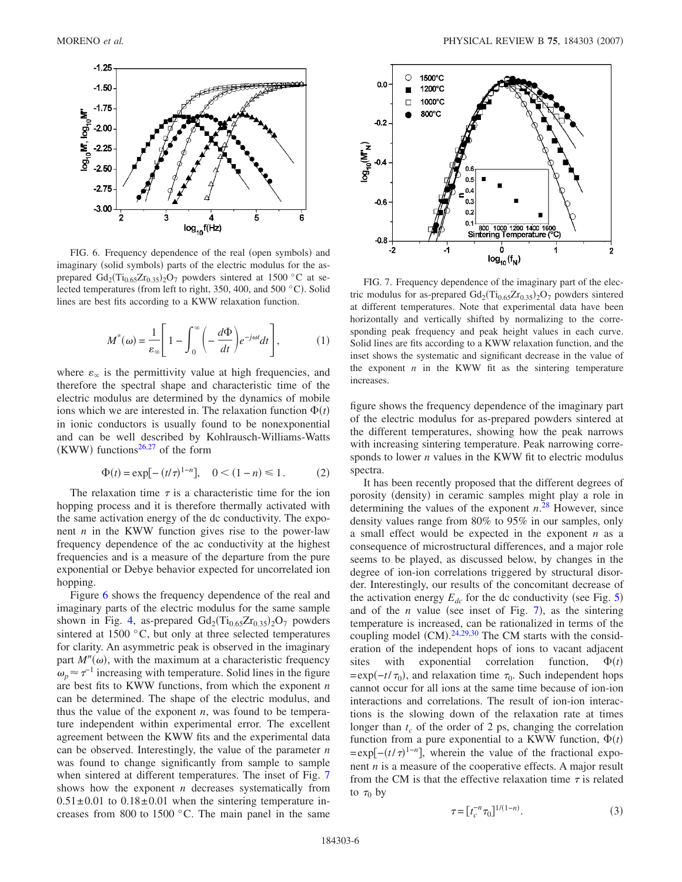FIG. 6. Frequency dependence of the real (open symbols) and imaginary (solid symbols) parts of the electric modulus for the as-prepared $Gd_2(Ti_{0.65}Zr_{0.35})_2O_7$ powders sintered at 1500 °C at selected temperatures (from left to right, 350, 400, and 500 °C). Solid lines are best fits according to a KWW relaxation function.

$$M^*(\omega) = \frac{1}{\varepsilon_\infty}\left[1 - \int_0^\infty \left(-\frac{d\Phi}{dt}\right)e^{-j\omega t}dt\right], \quad (1)$$

where $\varepsilon_\infty$ is the permittivity value at high frequencies, and therefore the spectral shape and characteristic time of the electric modulus are determined by the dynamics of mobile ions which we are interested in. The relaxation function $\Phi(t)$ in ionic conductors is usually found to be nonexponential and can be well described by Kohlrausch-Williams-Watts (KWW) functions[26,27] of the form

$$\Phi(t) = \exp[-(t/\tau)^{1-n}], \quad 0 < (1-n) \leqslant 1. \quad (2)$$

The relaxation time $\tau$ is a characteristic time for the ion hopping process and it is therefore thermally activated with the same activation energy of the dc conductivity. The exponent $n$ in the KWW function gives rise to the power-law frequency dependence of the ac conductivity at the highest frequencies and is a measure of the departure from the pure exponential or Debye behavior expected for uncorrelated ion hopping.

Figure 6 shows the frequency dependence of the real and imaginary parts of the electric modulus for the same sample shown in Fig. 4, as-prepared $Gd_2(Ti_{0.65}Zr_{0.35})_2O_7$ powders sintered at 1500 °C, but only at three selected temperatures for clarity. An asymmetric peak is observed in the imaginary part $M''(\omega)$, with the maximum at a characteristic frequency $\omega_p \approx \tau^{-1}$ increasing with temperature. Solid lines in the figure are best fits to KWW functions, from which the exponent $n$ can be determined. The shape of the electric modulus, and thus the value of the exponent $n$, was found to be temperature independent within experimental error. The excellent agreement between the KWW fits and the experimental data can be observed. Interestingly, the value of the parameter $n$ was found to change significantly from sample to sample when sintered at different temperatures. The inset of Fig. 7 shows how the exponent $n$ decreases systematically from $0.51 \pm 0.01$ to $0.18 \pm 0.01$ when the sintering temperature increases from 800 to 1500 °C. The main panel in the same figure shows the frequency dependence of the imaginary part of the electric modulus for as-prepared powders sintered at the different temperatures, showing how the peak narrows with increasing sintering temperature. Peak narrowing corresponds to lower $n$ values in the KWW fit to electric modulus spectra.

FIG. 7. Frequency dependence of the imaginary part of the electric modulus for as-prepared $Gd_2(Ti_{0.65}Zr_{0.35})_2O_7$ powders sintered at different temperatures. Note that experimental data have been horizontally and vertically shifted by normalizing to the corresponding peak frequency and peak height values in each curve. Solid lines are fits according to a KWW relaxation function, and the inset shows the systematic and significant decrease in the value of the exponent $n$ in the KWW fit as the sintering temperature increases.

It has been recently proposed that the different degrees of porosity (density) in ceramic samples might play a role in determining the values of the exponent $n$.[28] However, since density values range from 80% to 95% in our samples, only a small effect would be expected in the exponent $n$ as a consequence of microstructural differences, and a major role seems to be played, as discussed below, by changes in the degree of ion-ion correlations triggered by structural disorder. Interestingly, our results of the concomitant decrease of the activation energy $E_{dc}$ for the dc conductivity (see Fig. 5) and of the $n$ value (see inset of Fig. 7), as the sintering temperature is increased, can be rationalized in terms of the coupling model (CM).[24,29,30] The CM starts with the consideration of the independent hops of ions to vacant adjacent sites with exponential correlation function, $\Phi(t) = \exp(-t/\tau_0)$, and relaxation time $\tau_0$. Such independent hops cannot occur for all ions at the same time because of ion-ion interactions and correlations. The result of ion-ion interactions is the slowing down of the relaxation rate at times longer than $t_c$ of the order of 2 ps, changing the correlation function from a pure exponential to a KWW function, $\Phi(t) = \exp[-(t/\tau)^{1-n}]$, wherein the value of the fractional exponent $n$ is a measure of the cooperative effects. A major result from the CM is that the effective relaxation time $\tau$ is related to $\tau_0$ by

$$\tau = [t_c^{-n}\tau_0]^{1/(1-n)}. \quad (3)$$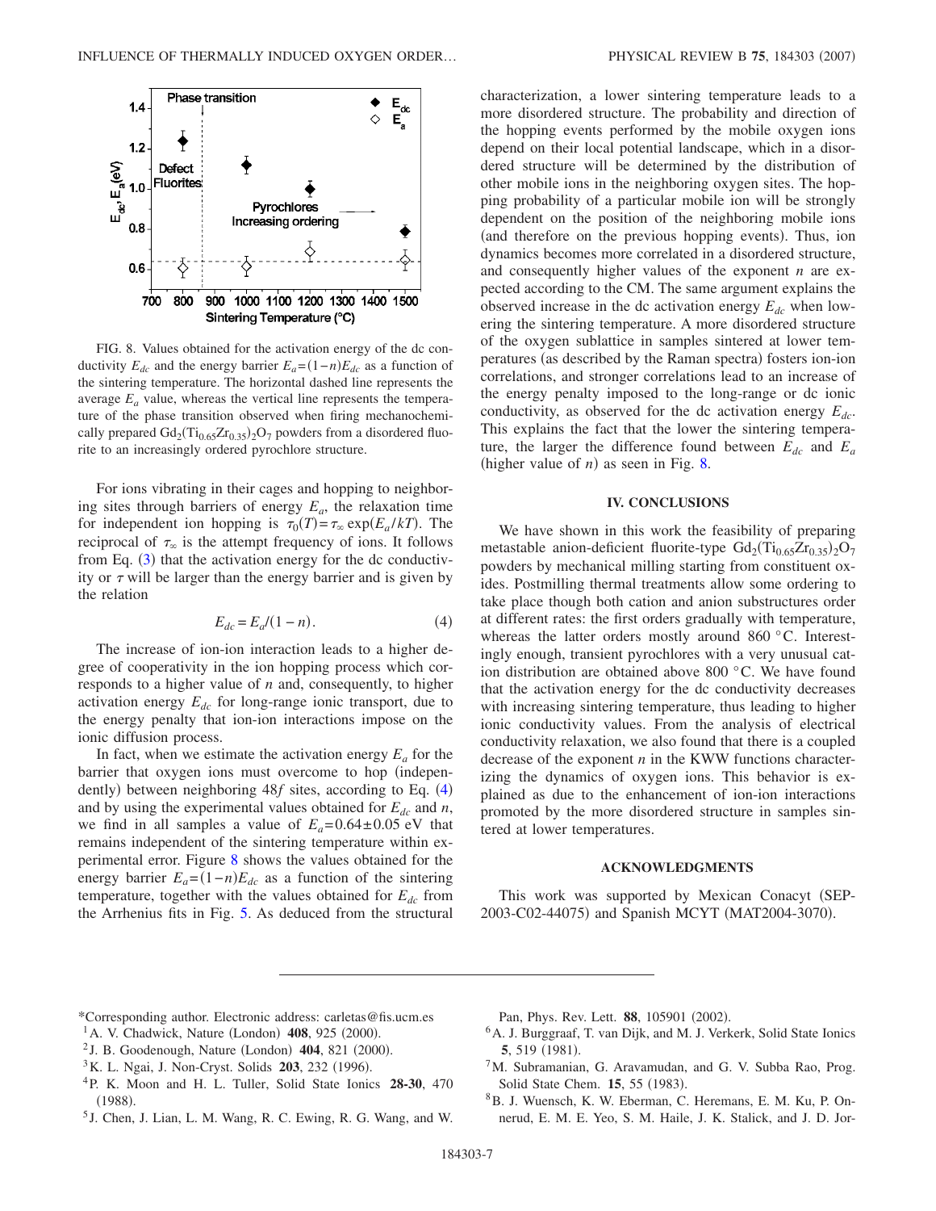FIG. 8. Values obtained for the activation energy of the dc conductivity $E_{dc}$ and the energy barrier $E_a=(1-n)E_{dc}$ as a function of the sintering temperature. The horizontal dashed line represents the average $E_a$ value, whereas the vertical line represents the temperature of the phase transition observed when firing mechanochemically prepared $Gd_2(Ti_{0.65}Zr_{0.35})_2O_7$ powders from a disordered fluorite to an increasingly ordered pyrochlore structure.

For ions vibrating in their cages and hopping to neighboring sites through barriers of energy $E_a$, the relaxation time for independent ion hopping is $\tau_0(T)=\tau_\infty \exp(E_a/kT)$. The reciprocal of $\tau_\infty$ is the attempt frequency of ions. It follows from Eq. (3) that the activation energy for the dc conductivity or $\tau$ will be larger than the energy barrier and is given by the relation

$$E_{dc}=E_a/(1-n). \tag{4}$$

The increase of ion-ion interaction leads to a higher degree of cooperativity in the ion hopping process which corresponds to a higher value of $n$ and, consequently, to higher activation energy $E_{dc}$ for long-range ionic transport, due to the energy penalty that ion-ion interactions impose on the ionic diffusion process.

In fact, when we estimate the activation energy $E_a$ for the barrier that oxygen ions must overcome to hop (independently) between neighboring 48$f$ sites, according to Eq. (4) and by using the experimental values obtained for $E_{dc}$ and $n$, we find in all samples a value of $E_a=0.64\pm0.05$ eV that remains independent of the sintering temperature within experimental error. Figure 8 shows the values obtained for the energy barrier $E_a=(1-n)E_{dc}$ as a function of the sintering temperature, together with the values obtained for $E_{dc}$ from the Arrhenius fits in Fig. 5. As deduced from the structural characterization, a lower sintering temperature leads to a more disordered structure. The probability and direction of the hopping events performed by the mobile oxygen ions depend on their local potential landscape, which in a disordered structure will be determined by the distribution of other mobile ions in the neighboring oxygen sites. The hopping probability of a particular mobile ion will be strongly dependent on the position of the neighboring mobile ions (and therefore on the previous hopping events). Thus, ion dynamics becomes more correlated in a disordered structure, and consequently higher values of the exponent $n$ are expected according to the CM. The same argument explains the observed increase in the dc activation energy $E_{dc}$ when lowering the sintering temperature. A more disordered structure of the oxygen sublattice in samples sintered at lower temperatures (as described by the Raman spectra) fosters ion-ion correlations, and stronger correlations lead to an increase of the energy penalty imposed to the long-range or dc ionic conductivity, as observed for the dc activation energy $E_{dc}$. This explains the fact that the lower the sintering temperature, the larger the difference found between $E_{dc}$ and $E_a$ (higher value of $n$) as seen in Fig. 8.

## IV. CONCLUSIONS

We have shown in this work the feasibility of preparing metastable anion-deficient fluorite-type $Gd_2(Ti_{0.65}Zr_{0.35})_2O_7$ powders by mechanical milling starting from constituent oxides. Postmilling thermal treatments allow some ordering to take place though both cation and anion substructures order at different rates: the first orders gradually with temperature, whereas the latter orders mostly around 860 °C. Interestingly enough, transient pyrochlores with a very unusual cation distribution are obtained above 800 °C. We have found that the activation energy for the dc conductivity decreases with increasing sintering temperature, thus leading to higher ionic conductivity values. From the analysis of electrical conductivity relaxation, we also found that there is a coupled decrease of the exponent $n$ in the KWW functions characterizing the dynamics of oxygen ions. This behavior is explained as due to the enhancement of ion-ion interactions promoted by the more disordered structure in samples sintered at lower temperatures.

## ACKNOWLEDGMENTS

This work was supported by Mexican Conacyt (SEP-2003-C02-44075) and Spanish MCYT (MAT2004-3070).

---

*Corresponding author. Electronic address: carletas@fis.ucm.es

[1] A. V. Chadwick, Nature (London) **408**, 925 (2000).

[2] J. B. Goodenough, Nature (London) **404**, 821 (2000).

[3] K. L. Ngai, J. Non-Cryst. Solids **203**, 232 (1996).

[4] P. K. Moon and H. L. Tuller, Solid State Ionics **28-30**, 470 (1988).

[5] J. Chen, J. Lian, L. M. Wang, R. C. Ewing, R. G. Wang, and W. Pan, Phys. Rev. Lett. **88**, 105901 (2002).

[6] A. J. Burggraaf, T. van Dijk, and M. J. Verkerk, Solid State Ionics **5**, 519 (1981).

[7] M. Subramanian, G. Aravamudan, and G. V. Subba Rao, Prog. Solid State Chem. **15**, 55 (1983).

[8] B. J. Wuensch, K. W. Eberman, C. Heremans, E. M. Ku, P. Onnerud, E. M. E. Yeo, S. M. Haile, J. K. Stalick, and J. D. Jor-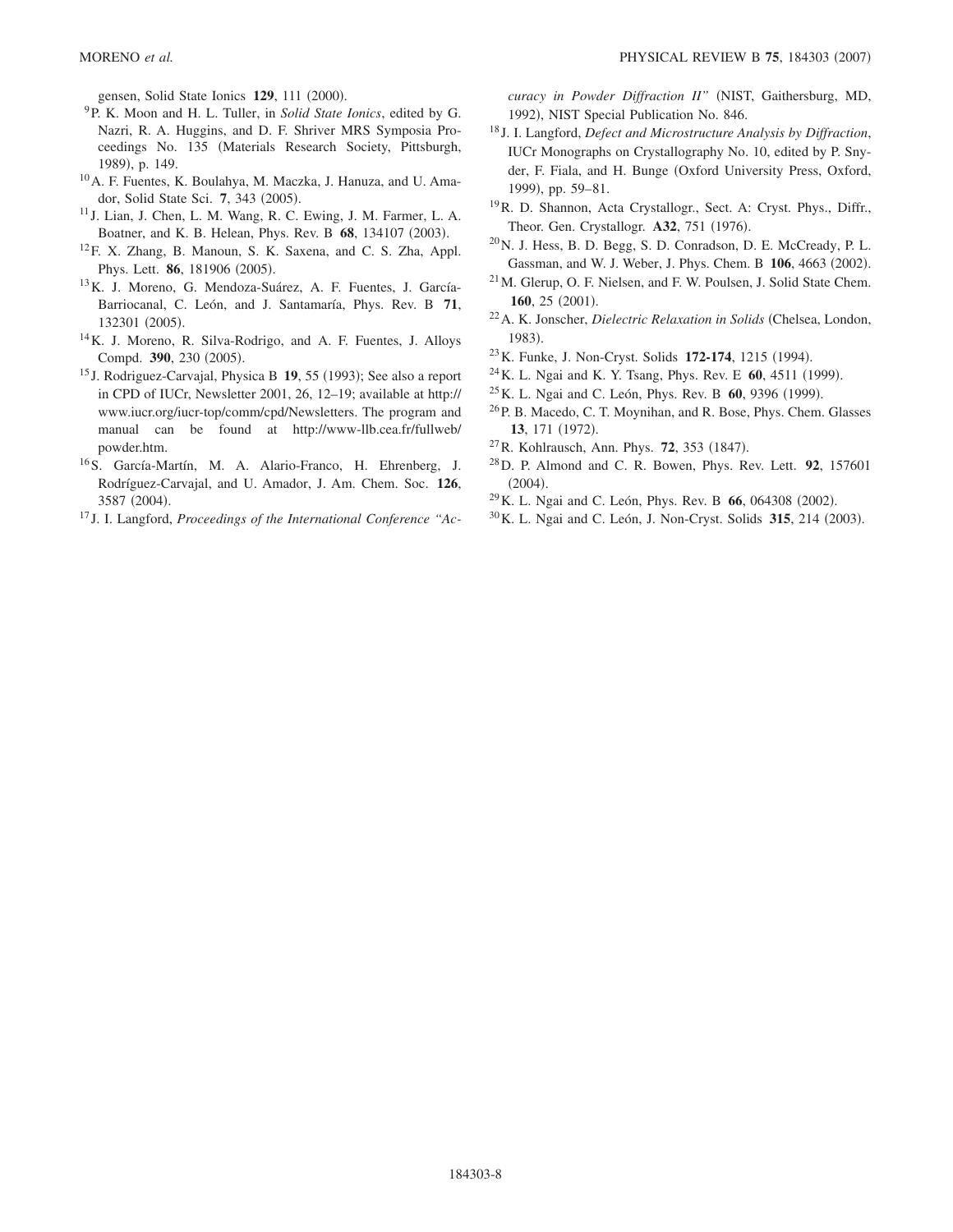gensen, Solid State Ionics **129**, 111 (2000).

[9] P. K. Moon and H. L. Tuller, in *Solid State Ionics*, edited by G. Nazri, R. A. Huggins, and D. F. Shriver MRS Symposia Proceedings No. 135 (Materials Research Society, Pittsburgh, 1989), p. 149.

[10] A. F. Fuentes, K. Boulahya, M. Maczka, J. Hanuza, and U. Amador, Solid State Sci. **7**, 343 (2005).

[11] J. Lian, J. Chen, L. M. Wang, R. C. Ewing, J. M. Farmer, L. A. Boatner, and K. B. Helean, Phys. Rev. B **68**, 134107 (2003).

[12] F. X. Zhang, B. Manoun, S. K. Saxena, and C. S. Zha, Appl. Phys. Lett. **86**, 181906 (2005).

[13] K. J. Moreno, G. Mendoza-Suárez, A. F. Fuentes, J. García-Barriocanal, C. León, and J. Santamaría, Phys. Rev. B **71**, 132301 (2005).

[14] K. J. Moreno, R. Silva-Rodrigo, and A. F. Fuentes, J. Alloys Compd. **390**, 230 (2005).

[15] J. Rodriguez-Carvajal, Physica B **19**, 55 (1993); See also a report in CPD of IUCr, Newsletter 2001, 26, 12–19; available at http://www.iucr.org/iucr-top/comm/cpd/Newsletters. The program and manual can be found at http://www-llb.cea.fr/fullweb/powder.htm.

[16] S. García-Martín, M. A. Alario-Franco, H. Ehrenberg, J. Rodríguez-Carvajal, and U. Amador, J. Am. Chem. Soc. **126**, 3587 (2004).

[17] J. I. Langford, *Proceedings of the International Conference "Accuracy in Powder Diffraction II"* (NIST, Gaithersburg, MD, 1992), NIST Special Publication No. 846.

[18] J. I. Langford, *Defect and Microstructure Analysis by Diffraction*, IUCr Monographs on Crystallography No. 10, edited by P. Snyder, F. Fiala, and H. Bunge (Oxford University Press, Oxford, 1999), pp. 59–81.

[19] R. D. Shannon, Acta Crystallogr., Sect. A: Cryst. Phys., Diffr., Theor. Gen. Crystallogr. **A32**, 751 (1976).

[20] N. J. Hess, B. D. Begg, S. D. Conradson, D. E. McCready, P. L. Gassman, and W. J. Weber, J. Phys. Chem. B **106**, 4663 (2002).

[21] M. Glerup, O. F. Nielsen, and F. W. Poulsen, J. Solid State Chem. **160**, 25 (2001).

[22] A. K. Jonscher, *Dielectric Relaxation in Solids* (Chelsea, London, 1983).

[23] K. Funke, J. Non-Cryst. Solids **172-174**, 1215 (1994).

[24] K. L. Ngai and K. Y. Tsang, Phys. Rev. E **60**, 4511 (1999).

[25] K. L. Ngai and C. León, Phys. Rev. B **60**, 9396 (1999).

[26] P. B. Macedo, C. T. Moynihan, and R. Bose, Phys. Chem. Glasses **13**, 171 (1972).

[27] R. Kohlrausch, Ann. Phys. **72**, 353 (1847).

[28] D. P. Almond and C. R. Bowen, Phys. Rev. Lett. **92**, 157601 (2004).

[29] K. L. Ngai and C. León, Phys. Rev. B **66**, 064308 (2002).

[30] K. L. Ngai and C. León, J. Non-Cryst. Solids **315**, 214 (2003).